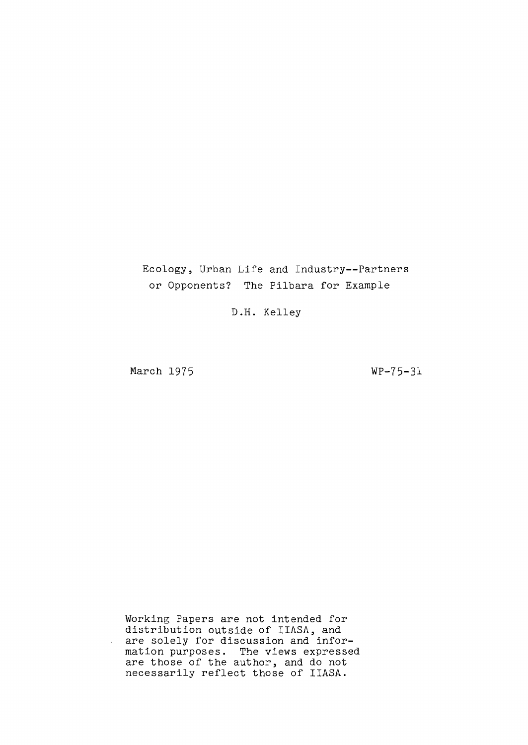# Ecology, Urban Life and Industry--Partners or Opponents? The Pilbara for Example

D.H. Kelley

March 1975

WP-75-31

Working Papers are not intended for distribution outside of IIASA, and are solely for discussion and information purposes. The views expressed are those of the author, and do not necessarily reflect those of IIASA.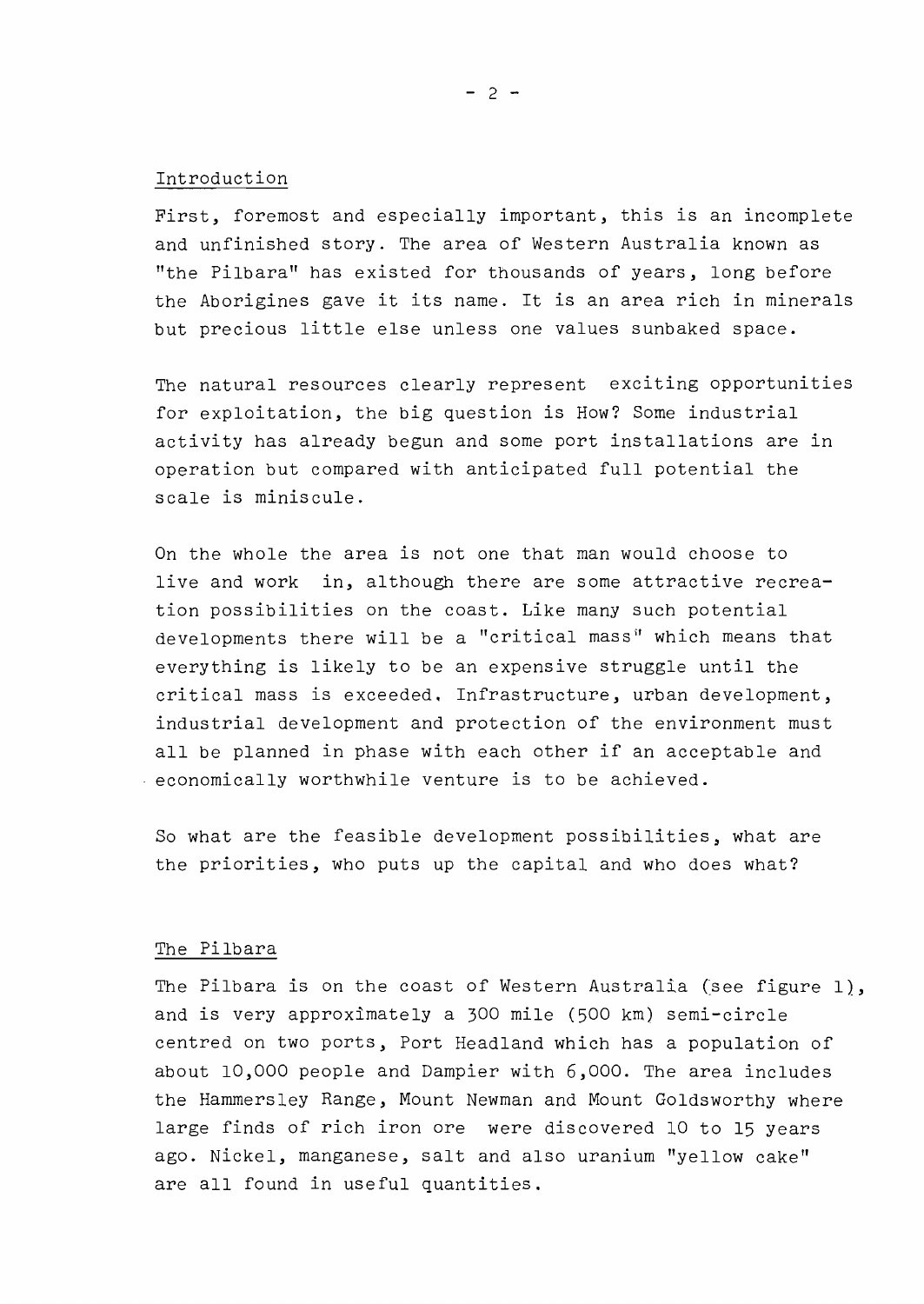## Introduction

First, foremost and especially important, this is an incomplete and unfinished story. The area of Western Australia known as "the Pilbara" has existed for thousands of years, long before the Aborigines gave it its name. It is an area rich in minerals but precious little else unless one values sunbaked space.

The natural resources clearly represent exciting opportunities for exploitation, the big question is How? Some industrial activity has already begun and some port installations are in operation but compared with anticipated full potential the scale is miniscule.

On the whole the area is not one that man would choose to live and work in, although there are some attractive recreation possibilities on the coast. Like many such potential developments there will be a "critical mass" which means that everything is likely to be an expensive struggle until the critical mass is exceeded. Infrastructure, urban development, industrial development and protection of the environment must all be planned in phase with each other if an acceptable and economically worthwhile venture is to be achieved.

So what are the feasible development possibilities, what are the priorities, who puts up the capital and who does what?

## The Pilbara

The Pilbara is on the coast of Western Australia (see figure 1), and is very approximately a 300 mile (500 km) semi-circle centred on two ports, Port Headland which has a population of about 10,000 people and Dampier with 6,000. The area includes the Hammersley Range, Mount Newman and Mount Goldsworthy where large finds of rich iron ore were discovered 10 to 15 years ago. Nickel, manganese, salt and also uranium "yellow cake" are all found in useful quantities.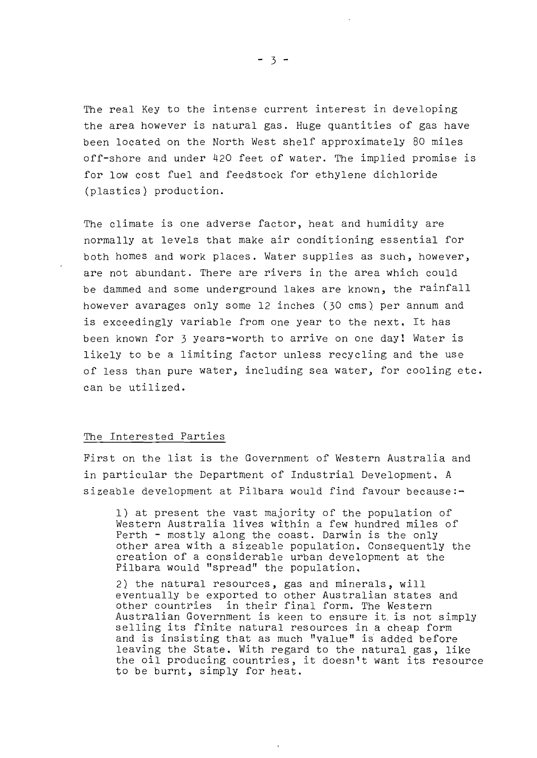The real Key to the intense current interest in developing the area however is natural gas. Huge quantities of gas have been located on the North West shelf approximately 80 miles off-shore and under 420 feet of water. The implied promise is for low cost fuel and feedstock for ethylene dichloride (plastics) production.

The climate is one adverse factor, heat and humidity are normally at levels that make air conditioning essential for both homes and work places. Water supplies as such, however, are not abundant. There are rivers in the area which could be dammed and some underground lakes are known, the rainfall however avarages only some 12 inches (30 cms) per annum and is exceedingly variable from one year to the next. It has been known for 3 years-worth to arrive on one day! Water is likely to be a limiting factor unless recycling and the use of less than pure water, including sea water, for cooling etc. can be utilized.

## The Interested Parties

First on the list is the Government of Western Australia and in particular the Department of Industrial Development. A sizeable development at Pilbara would find favour because:-

1) at present the vast majority of the population of Western Australia lives within a few hundred miles of Perth - mostly along the coast. Darwin is the only other area with a sizeable population. Consequently the creation of a considerable urban development at the Pilbara would "spread" the population.

2) the natural resources, gas and minerals, will eventually be exported to other Australian states and other countries in their final form. The Western Australian Government is keen to ensure it is not simply selling its finite natural resources in a cheap form and is insisting that as much "value" is added before leaving the State. With regard to the natural gas, like the oil producing countries, it doesn't want its resource to be burnt, simply for heat.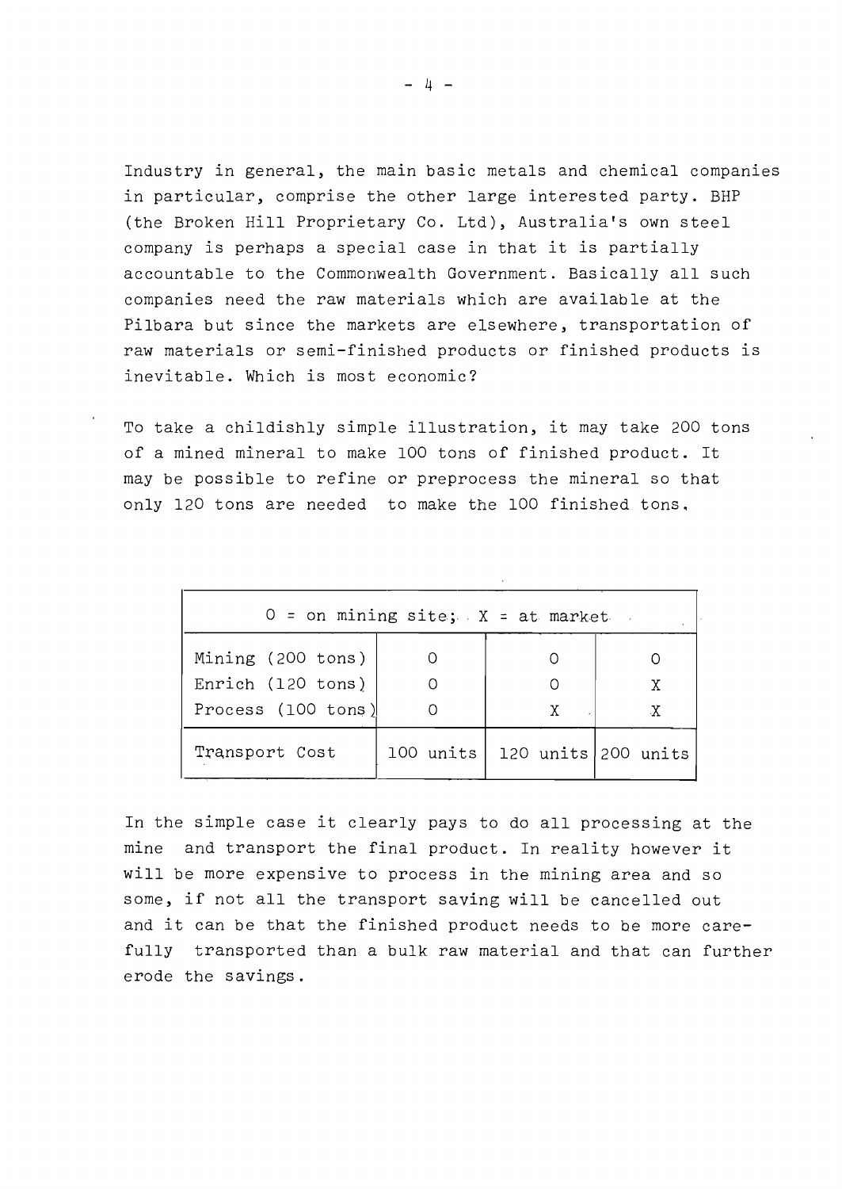Industry in general, the main basic metals and chemical companies in particular, comprise the other large interested party. BHP (the Broken Hill Proprietary Co. Ltd), Australia's own steel company is perhaps a special case in that it is partially accountable to the Commonwealth Government. Basically all such companies need the raw materials which are available at the Pilbara but since the markets are elsewhere, transportation of raw materials or semi-finished products or finished products is inevitable. Which is most economic?

To take a childishly simple illustration, it may take 200 tons of a mined mineral to make 100 tons of finished product. It may be possible to refine or preprocess the mineral so that only 120 tons are needed to make the 100 finished tons.

| O = on mining site; X = at market | | | |
|---|---|---|---|
| Mining (200 tons) | O | O | O |
| Enrich (120 tons) | O | O | X |
| Process (100 tons) | O | X | X |
| Transport Cost | 100 units | 120 units | 200 units |

In the simple case it clearly pays to do all processing at the mine and transport the final product. In reality however it will be more expensive to process in the mining area and so some, if not all the transport saving will be cancelled out and it can be that the finished product needs to be more carefully transported than a bulk raw material and that can further erode the savings.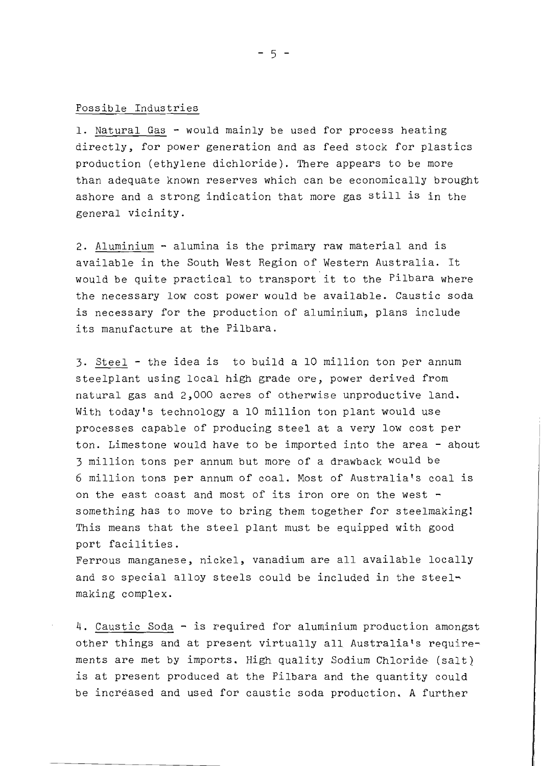Possible Industries

1. Natural Gas - would mainly be used for process heating directly, for power generation and as feed stock for plastics production (ethylene dichloride). There appears to be more than adequate known reserves which can be economically brought ashore and a strong indication that more gas still is in the general vicinity.

2. Aluminium - alumina is the primary raw material and is available in the South West Region of Western Australia. It would be quite practical to transport it to the Pilbara where the necessary low cost power would be available. Caustic soda is necessary for the production of aluminium, plans include its manufacture at the Pilbara.

3. Steel - the idea is to build a 10 million ton per annum steelplant using local high grade ore, power derived from natural gas and 2,000 acres of otherwise unproductive land. With today's technology a 10 million ton plant would use processes capable of producing steel at a very low cost per ton. Limestone would have to be imported into the area - about 3 million tons per annum but more of a drawback would be 6 million tons per annum of coal. Most of Australia's coal is on the east coast and most of its iron ore on the west - something has to move to bring them together for steelmaking! This means that the steel plant must be equipped with good port facilities.
Ferrous manganese, nickel, vanadium are all available locally and so special alloy steels could be included in the steel-making complex.

4. Caustic Soda - is required for aluminium production amongst other things and at present virtually all Australia's requirements are met by imports. High quality Sodium Chloride (salt) is at present produced at the Pilbara and the quantity could be increased and used for caustic soda production. A further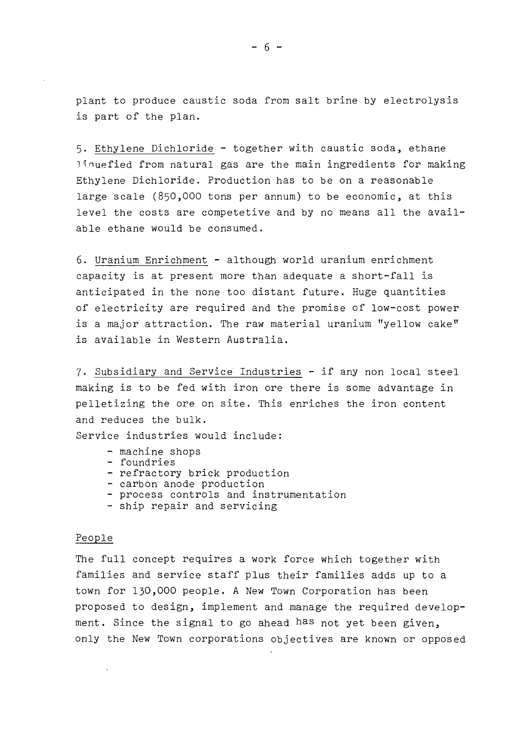plant to produce caustic soda from salt brine by electrolysis is part of the plan.

5. Ethylene Dichloride - together with caustic soda, ethane liquefied from natural gas are the main ingredients for making Ethylene Dichloride. Production has to be on a reasonable large scale (850,000 tons per annum) to be economic, at this level the costs are competetive and by no means all the available ethane would be consumed.

6. Uranium Enrichment - although world uranium enrichment capacity is at present more than adequate a short-fall is anticipated in the none too distant future. Huge quantities of electricity are required and the promise of low-cost power is a major attraction. The raw material uranium "yellow cake" is available in Western Australia.

7. Subsidiary and Service Industries - if any non local steel making is to be fed with iron ore there is some advantage in pelletizing the ore on site. This enriches the iron content and reduces the bulk.

Service industries would include:

- machine shops
- foundries
- refractory brick production
- carbon anode production
- process controls and instrumentation
- ship repair and servicing

## People

The full concept requires a work force which together with families and service staff plus their families adds up to a town for 130,000 people. A New Town Corporation has been proposed to design, implement and manage the required development. Since the signal to go ahead has not yet been given, only the New Town corporations objectives are known or opposed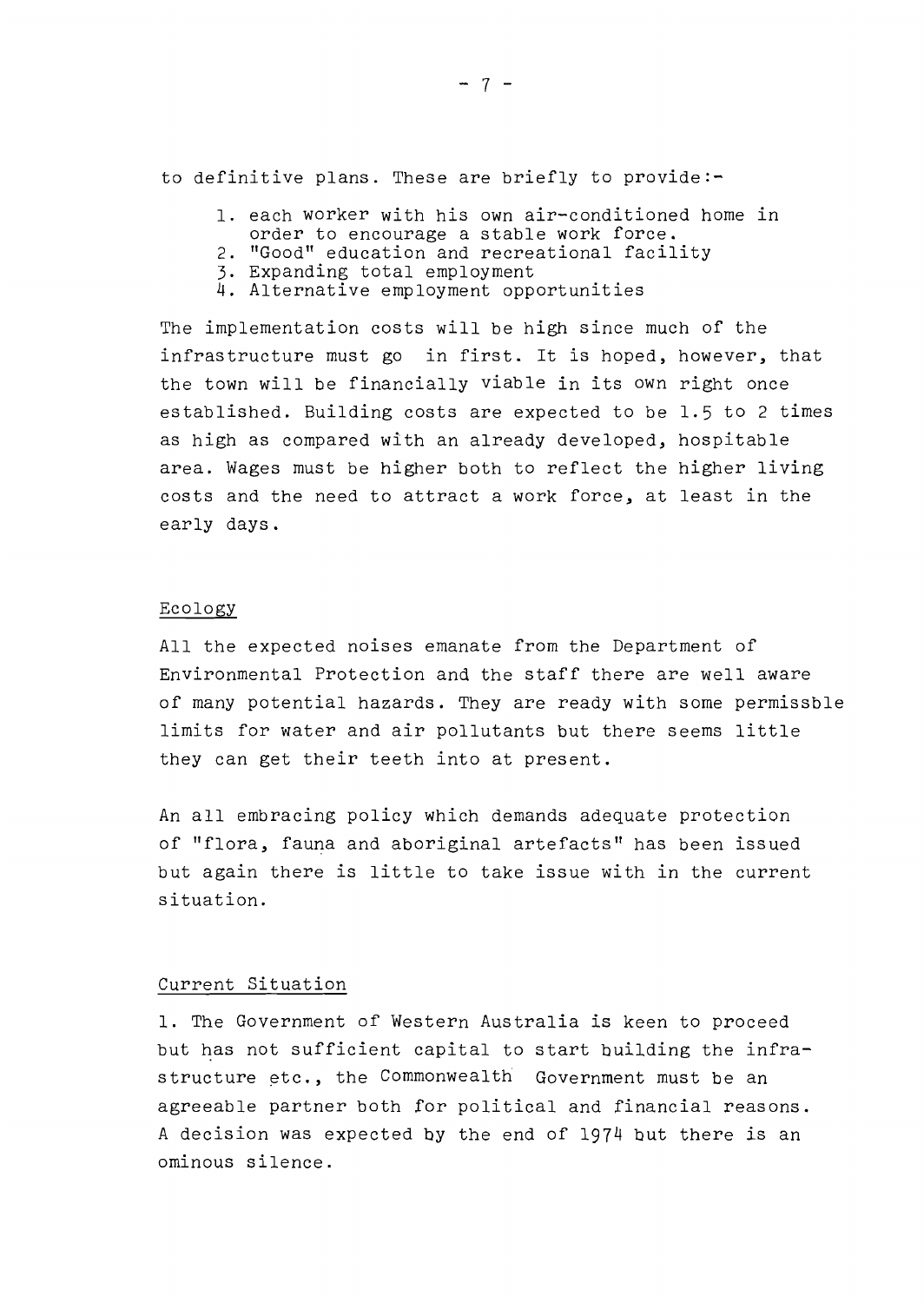to definitive plans. These are briefly to provide:-

1. each worker with his own air-conditioned home in order to encourage a stable work force.
2. "Good" education and recreational facility
3. Expanding total employment
4. Alternative employment opportunities

The implementation costs will be high since much of the infrastructure must go in first. It is hoped, however, that the town will be financially viable in its own right once established. Building costs are expected to be 1.5 to 2 times as high as compared with an already developed, hospitable area. Wages must be higher both to reflect the higher living costs and the need to attract a work force, at least in the early days.

## Ecology

All the expected noises emanate from the Department of Environmental Protection and the staff there are well aware of many potential hazards. They are ready with some permissble limits for water and air pollutants but there seems little they can get their teeth into at present.

An all embracing policy which demands adequate protection of "flora, fauna and aboriginal artefacts" has been issued but again there is little to take issue with in the current situation.

## Current Situation

1. The Government of Western Australia is keen to proceed but has not sufficient capital to start building the infrastructure etc., the Commonwealth Government must be an agreeable partner both for political and financial reasons. A decision was expected by the end of 1974 but there is an ominous silence.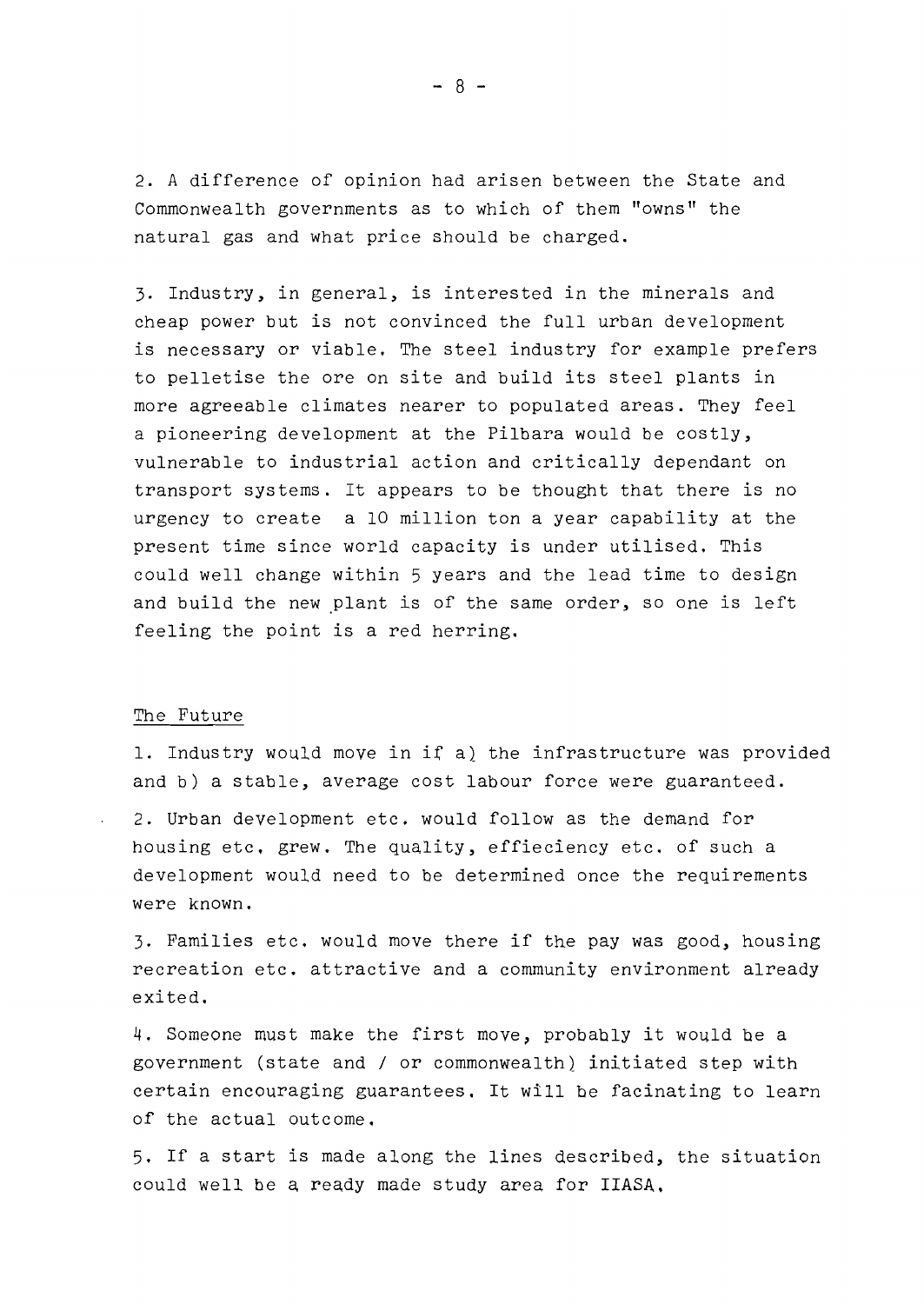2. A difference of opinion had arisen between the State and Commonwealth governments as to which of them "owns" the natural gas and what price should be charged.

3. Industry, in general, is interested in the minerals and cheap power but is not convinced the full urban development is necessary or viable. The steel industry for example prefers to pelletise the ore on site and build its steel plants in more agreeable climates nearer to populated areas. They feel a pioneering development at the Pilbara would be costly, vulnerable to industrial action and critically dependant on transport systems. It appears to be thought that there is no urgency to create a 10 million ton a year capability at the present time since world capacity is under utilised. This could well change within 5 years and the lead time to design and build the new plant is of the same order, so one is left feeling the point is a red herring.

## The Future

1. Industry would move in if a) the infrastructure was provided and b) a stable, average cost labour force were guaranteed.

2. Urban development etc. would follow as the demand for housing etc. grew. The quality, effieciency etc. of such a development would need to be determined once the requirements were known.

3. Families etc. would move there if the pay was good, housing recreation etc. attractive and a community environment already exited.

4. Someone must make the first move, probably it would be a government (state and / or commonwealth) initiated step with certain encouraging guarantees. It will be facinating to learn of the actual outcome.

5. If a start is made along the lines described, the situation could well be a ready made study area for IIASA.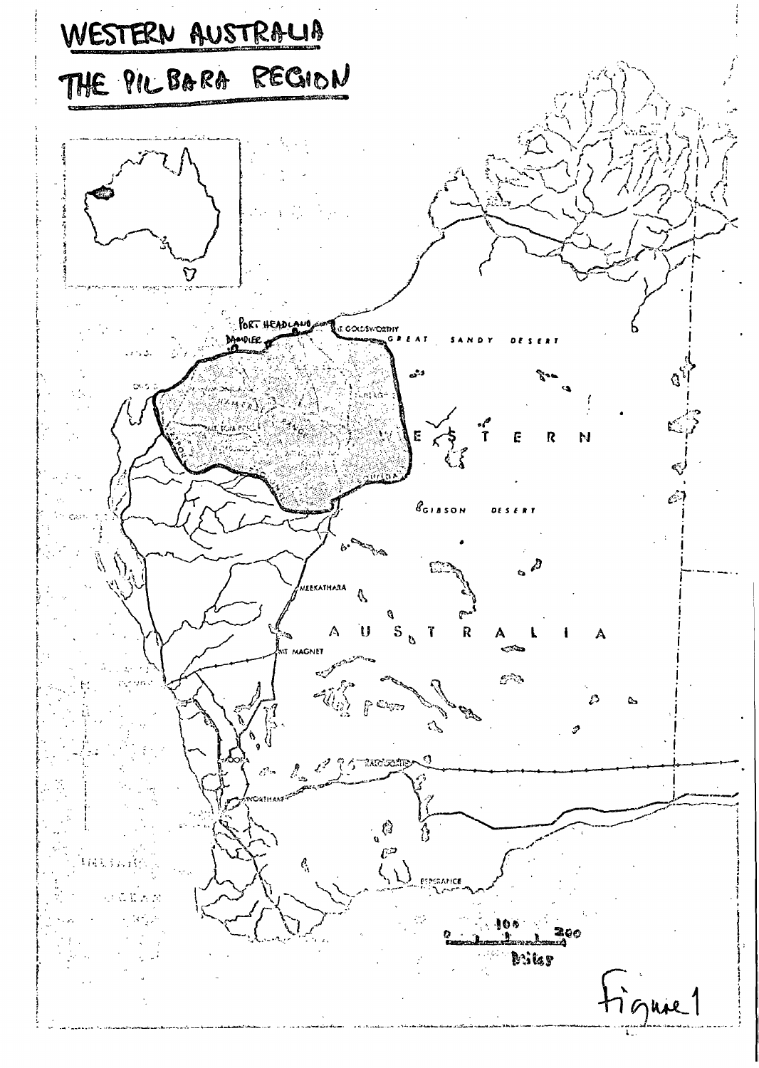# WESTERN AUSTRALIA

## THE PILBARA REGION

PORT HEADLAND

DAMPIER

T. GOLDSWORTHY

GREAT SANDY DESERT

WESTERN AUSTRALIA

GIBSON DESERT

MEEKATHARRA

MT MAGNET

KALGOORLIE

NORTHAM

ESPERANCE

0 100 200

Miles

Figure 1